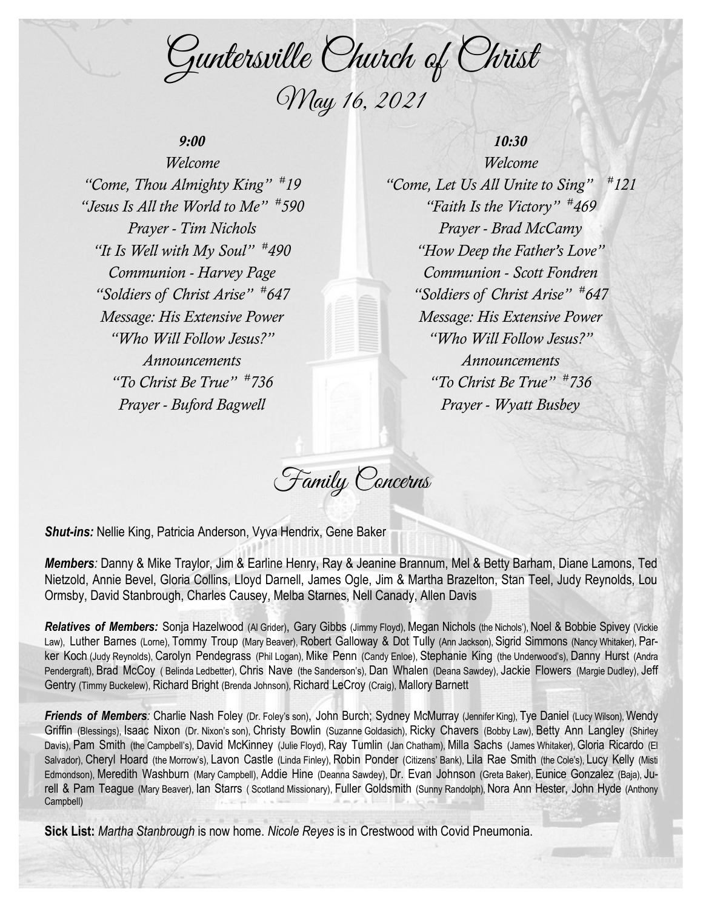# Guntersville Church of Christ

## May 16, 2021

### 9:00

*Welcome*
*"Come, Thou Almighty King" #19*
*"Jesus Is All the World to Me" #590*
*Prayer - Tim Nichols*
*"It Is Well with My Soul" #490*
*Communion - Harvey Page*
*"Soldiers of Christ Arise" #647*
*Message: His Extensive Power*
*"Who Will Follow Jesus?"*
*Announcements*
*"To Christ Be True" #736*
*Prayer - Buford Bagwell*

### 10:30

*Welcome*
*"Come, Let Us All Unite to Sing" #121*
*"Faith Is the Victory" #469*
*Prayer - Brad McCamy*
*"How Deep the Father's Love"*
*Communion - Scott Fondren*
*"Soldiers of Christ Arise" #647*
*Message: His Extensive Power*
*"Who Will Follow Jesus?"*
*Announcements*
*"To Christ Be True" #736*
*Prayer - Wyatt Busbey*

## Family Concerns

***Shut-ins:*** Nellie King, Patricia Anderson, Vyva Hendrix, Gene Baker

***Members:*** Danny & Mike Traylor, Jim & Earline Henry, Ray & Jeanine Brannum, Mel & Betty Barham, Diane Lamons, Ted Nietzold, Annie Bevel, Gloria Collins, Lloyd Darnell, James Ogle, Jim & Martha Brazelton, Stan Teel, Judy Reynolds, Lou Ormsby, David Stanbrough, Charles Causey, Melba Starnes, Nell Canady, Allen Davis

***Relatives of Members:*** Sonja Hazelwood (Al Grider), Gary Gibbs (Jimmy Floyd), Megan Nichols (the Nichols'), Noel & Bobbie Spivey (Vickie Law), Luther Barnes (Lorne), Tommy Troup (Mary Beaver), Robert Galloway & Dot Tully (Ann Jackson), Sigrid Simmons (Nancy Whitaker), Parker Koch (Judy Reynolds), Carolyn Pendegrass (Phil Logan), Mike Penn (Candy Enloe), Stephanie King (the Underwood's), Danny Hurst (Andra Pendergraft), Brad McCoy ( Belinda Ledbetter), Chris Nave (the Sanderson's), Dan Whalen (Deana Sawdey), Jackie Flowers (Margie Dudley), Jeff Gentry (Timmy Buckelew), Richard Bright (Brenda Johnson), Richard LeCroy (Craig), Mallory Barnett

***Friends of Members:*** Charlie Nash Foley (Dr. Foley's son), John Burch; Sydney McMurray (Jennifer King), Tye Daniel (Lucy Wilson), Wendy Griffin (Blessings), Isaac Nixon (Dr. Nixon's son), Christy Bowlin (Suzanne Goldasich), Ricky Chavers (Bobby Law), Betty Ann Langley (Shirley Davis), Pam Smith (the Campbell's), David McKinney (Julie Floyd), Ray Tumlin (Jan Chatham), Milla Sachs (James Whitaker), Gloria Ricardo (El Salvador), Cheryl Hoard (the Morrow's), Lavon Castle (Linda Finley), Robin Ponder (Citizens' Bank), Lila Rae Smith (the Cole's), Lucy Kelly (Misti Edmondson), Meredith Washburn (Mary Campbell), Addie Hine (Deanna Sawdey), Dr. Evan Johnson (Greta Baker), Eunice Gonzalez (Baja), Jurell & Pam Teague (Mary Beaver), Ian Starrs ( Scotland Missionary), Fuller Goldsmith (Sunny Randolph), Nora Ann Hester, John Hyde (Anthony Campbell)

**Sick List:** *Martha Stanbrough* is now home. *Nicole Reyes* is in Crestwood with Covid Pneumonia.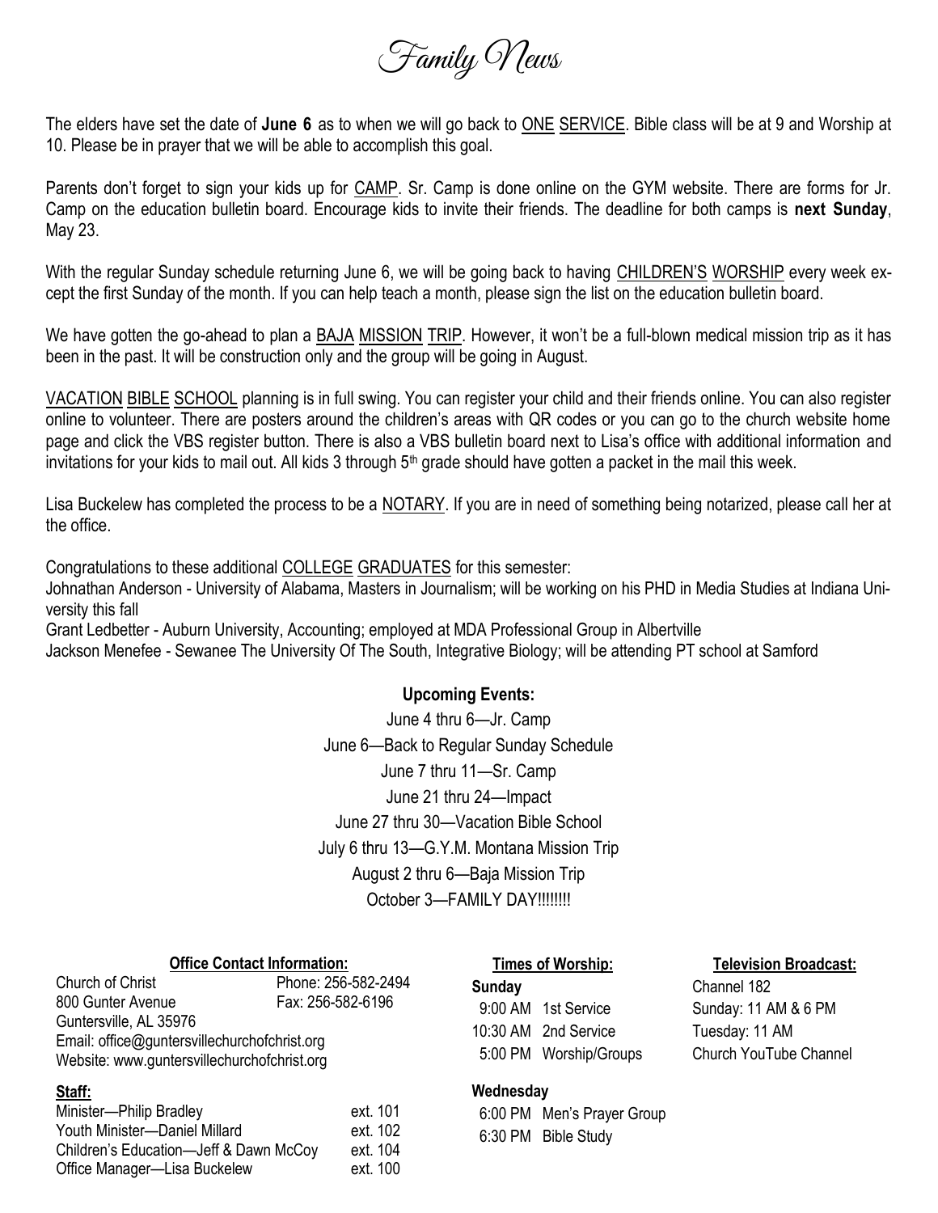# Family News

The elders have set the date of **June 6** as to when we will go back to ONE SERVICE. Bible class will be at 9 and Worship at 10. Please be in prayer that we will be able to accomplish this goal.

Parents don't forget to sign your kids up for CAMP. Sr. Camp is done online on the GYM website. There are forms for Jr. Camp on the education bulletin board. Encourage kids to invite their friends. The deadline for both camps is **next Sunday**, May 23.

With the regular Sunday schedule returning June 6, we will be going back to having CHILDREN'S WORSHIP every week except the first Sunday of the month. If you can help teach a month, please sign the list on the education bulletin board.

We have gotten the go-ahead to plan a BAJA MISSION TRIP. However, it won't be a full-blown medical mission trip as it has been in the past. It will be construction only and the group will be going in August.

VACATION BIBLE SCHOOL planning is in full swing. You can register your child and their friends online. You can also register online to volunteer. There are posters around the children's areas with QR codes or you can go to the church website home page and click the VBS register button. There is also a VBS bulletin board next to Lisa's office with additional information and invitations for your kids to mail out. All kids 3 through 5th grade should have gotten a packet in the mail this week.

Lisa Buckelew has completed the process to be a NOTARY. If you are in need of something being notarized, please call her at the office.

Congratulations to these additional COLLEGE GRADUATES for this semester:
Johnathan Anderson - University of Alabama, Masters in Journalism; will be working on his PHD in Media Studies at Indiana University this fall
Grant Ledbetter - Auburn University, Accounting; employed at MDA Professional Group in Albertville
Jackson Menefee - Sewanee The University Of The South, Integrative Biology; will be attending PT school at Samford

**Upcoming Events:**

June 4 thru 6—Jr. Camp
June 6—Back to Regular Sunday Schedule
June 7 thru 11—Sr. Camp
June 21 thru 24—Impact
June 27 thru 30—Vacation Bible School
July 6 thru 13—G.Y.M. Montana Mission Trip
August 2 thru 6—Baja Mission Trip
October 3—FAMILY DAY!!!!!!!!

**Office Contact Information:**

Church of Christ
800 Gunter Avenue
Guntersville, AL 35976
Phone: 256-582-2494
Fax: 256-582-6196
Email: office@guntersvillechurchofchrist.org
Website: www.guntersvillechurchofchrist.org

**Staff:**

| | |
|---|---|
| Minister—Philip Bradley | ext. 101 |
| Youth Minister—Daniel Millard | ext. 102 |
| Children's Education—Jeff & Dawn McCoy | ext. 104 |
| Office Manager—Lisa Buckelew | ext. 100 |

**Times of Worship:**

**Sunday**
9:00 AM 1st Service
10:30 AM 2nd Service
5:00 PM Worship/Groups

**Wednesday**
6:00 PM Men's Prayer Group
6:30 PM Bible Study

**Television Broadcast:**

Channel 182
Sunday: 11 AM & 6 PM
Tuesday: 11 AM
Church YouTube Channel